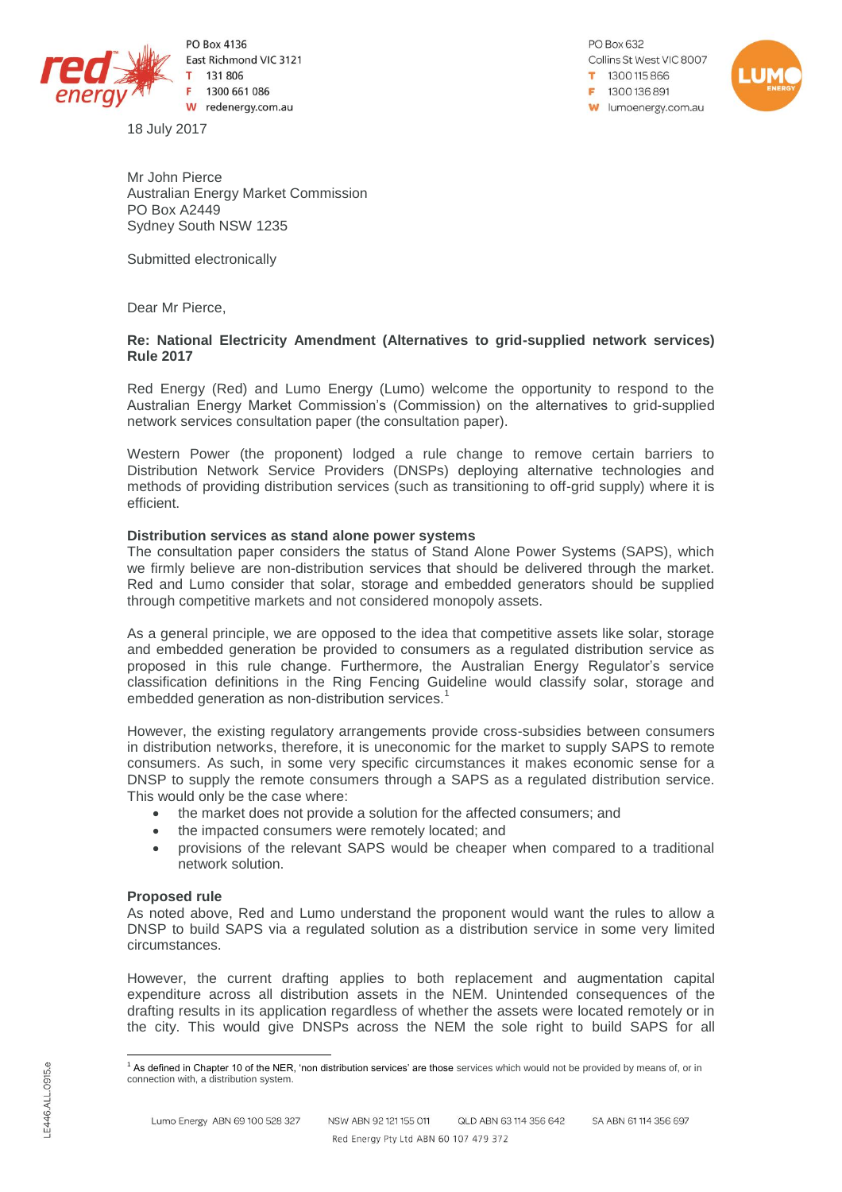PO Box 4136
East Richmond VIC 3121
T 131 806
F 1300 661 086
W redenergy.com.au

PO Box 632
Collins St West VIC 8007
T 1300 115 866
F 1300 136 891
W lumoenergy.com.au

18 July 2017

Mr John Pierce
Australian Energy Market Commission
PO Box A2449
Sydney South NSW 1235

Submitted electronically

Dear Mr Pierce,

**Re: National Electricity Amendment (Alternatives to grid-supplied network services) Rule 2017**

Red Energy (Red) and Lumo Energy (Lumo) welcome the opportunity to respond to the Australian Energy Market Commission's (Commission) on the alternatives to grid-supplied network services consultation paper (the consultation paper).

Western Power (the proponent) lodged a rule change to remove certain barriers to Distribution Network Service Providers (DNSPs) deploying alternative technologies and methods of providing distribution services (such as transitioning to off-grid supply) where it is efficient.

**Distribution services as stand alone power systems**
The consultation paper considers the status of Stand Alone Power Systems (SAPS), which we firmly believe are non-distribution services that should be delivered through the market. Red and Lumo consider that solar, storage and embedded generators should be supplied through competitive markets and not considered monopoly assets.

As a general principle, we are opposed to the idea that competitive assets like solar, storage and embedded generation be provided to consumers as a regulated distribution service as proposed in this rule change. Furthermore, the Australian Energy Regulator's service classification definitions in the Ring Fencing Guideline would classify solar, storage and embedded generation as non-distribution services.[1]

However, the existing regulatory arrangements provide cross-subsidies between consumers in distribution networks, therefore, it is uneconomic for the market to supply SAPS to remote consumers. As such, in some very specific circumstances it makes economic sense for a DNSP to supply the remote consumers through a SAPS as a regulated distribution service. This would only be the case where:

- the market does not provide a solution for the affected consumers; and
- the impacted consumers were remotely located; and
- provisions of the relevant SAPS would be cheaper when compared to a traditional network solution.

**Proposed rule**
As noted above, Red and Lumo understand the proponent would want the rules to allow a DNSP to build SAPS via a regulated solution as a distribution service in some very limited circumstances.

However, the current drafting applies to both replacement and augmentation capital expenditure across all distribution assets in the NEM. Unintended consequences of the drafting results in its application regardless of whether the assets were located remotely or in the city. This would give DNSPs across the NEM the sole right to build SAPS for all

[1] As defined in Chapter 10 of the NER, 'non distribution services' are those services which would not be provided by means of, or in connection with, a distribution system.

Lumo Energy ABN 69 100 528 327 NSW ABN 92 121 155 011 QLD ABN 63 114 356 642 SA ABN 61 114 356 697
Red Energy Pty Ltd ABN 60 107 479 372

LE446.ALL.0915.e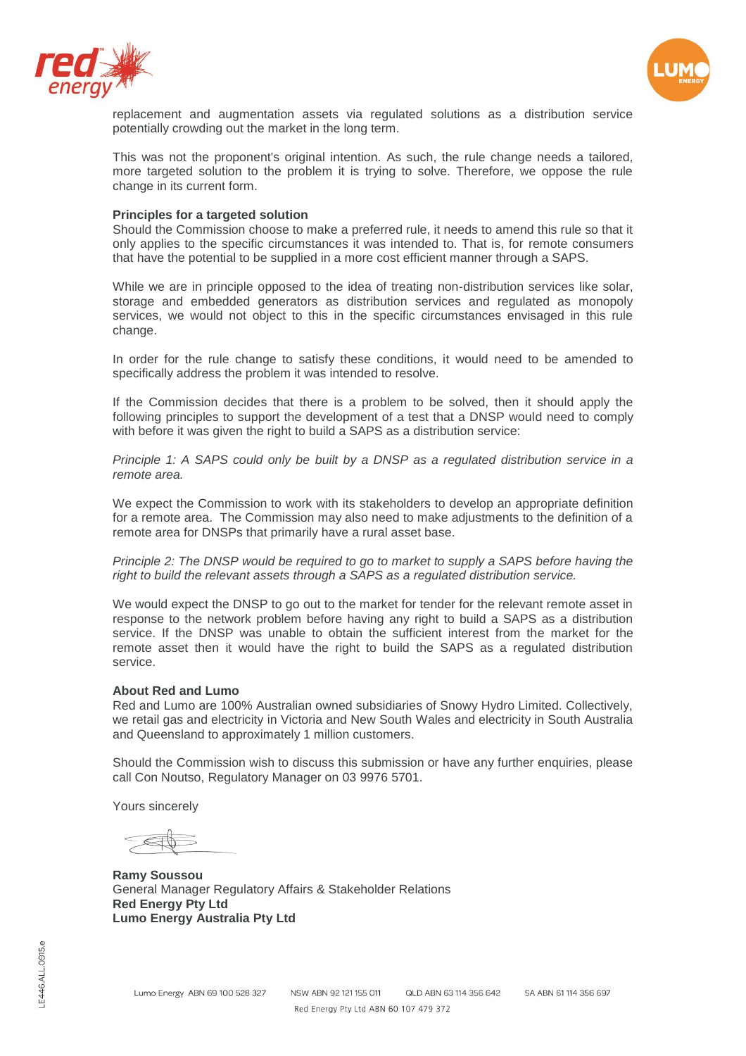replacement and augmentation assets via regulated solutions as a distribution service potentially crowding out the market in the long term.

This was not the proponent's original intention. As such, the rule change needs a tailored, more targeted solution to the problem it is trying to solve. Therefore, we oppose the rule change in its current form.

**Principles for a targeted solution**

Should the Commission choose to make a preferred rule, it needs to amend this rule so that it only applies to the specific circumstances it was intended to. That is, for remote consumers that have the potential to be supplied in a more cost efficient manner through a SAPS.

While we are in principle opposed to the idea of treating non-distribution services like solar, storage and embedded generators as distribution services and regulated as monopoly services, we would not object to this in the specific circumstances envisaged in this rule change.

In order for the rule change to satisfy these conditions, it would need to be amended to specifically address the problem it was intended to resolve.

If the Commission decides that there is a problem to be solved, then it should apply the following principles to support the development of a test that a DNSP would need to comply with before it was given the right to build a SAPS as a distribution service:

*Principle 1: A SAPS could only be built by a DNSP as a regulated distribution service in a remote area.*

We expect the Commission to work with its stakeholders to develop an appropriate definition for a remote area. The Commission may also need to make adjustments to the definition of a remote area for DNSPs that primarily have a rural asset base.

*Principle 2: The DNSP would be required to go to market to supply a SAPS before having the right to build the relevant assets through a SAPS as a regulated distribution service.*

We would expect the DNSP to go out to the market for tender for the relevant remote asset in response to the network problem before having any right to build a SAPS as a distribution service. If the DNSP was unable to obtain the sufficient interest from the market for the remote asset then it would have the right to build the SAPS as a regulated distribution service.

**About Red and Lumo**

Red and Lumo are 100% Australian owned subsidiaries of Snowy Hydro Limited. Collectively, we retail gas and electricity in Victoria and New South Wales and electricity in South Australia and Queensland to approximately 1 million customers.

Should the Commission wish to discuss this submission or have any further enquiries, please call Con Noutso, Regulatory Manager on 03 9976 5701.

Yours sincerely

**Ramy Soussou**
General Manager Regulatory Affairs & Stakeholder Relations
**Red Energy Pty Ltd**
**Lumo Energy Australia Pty Ltd**